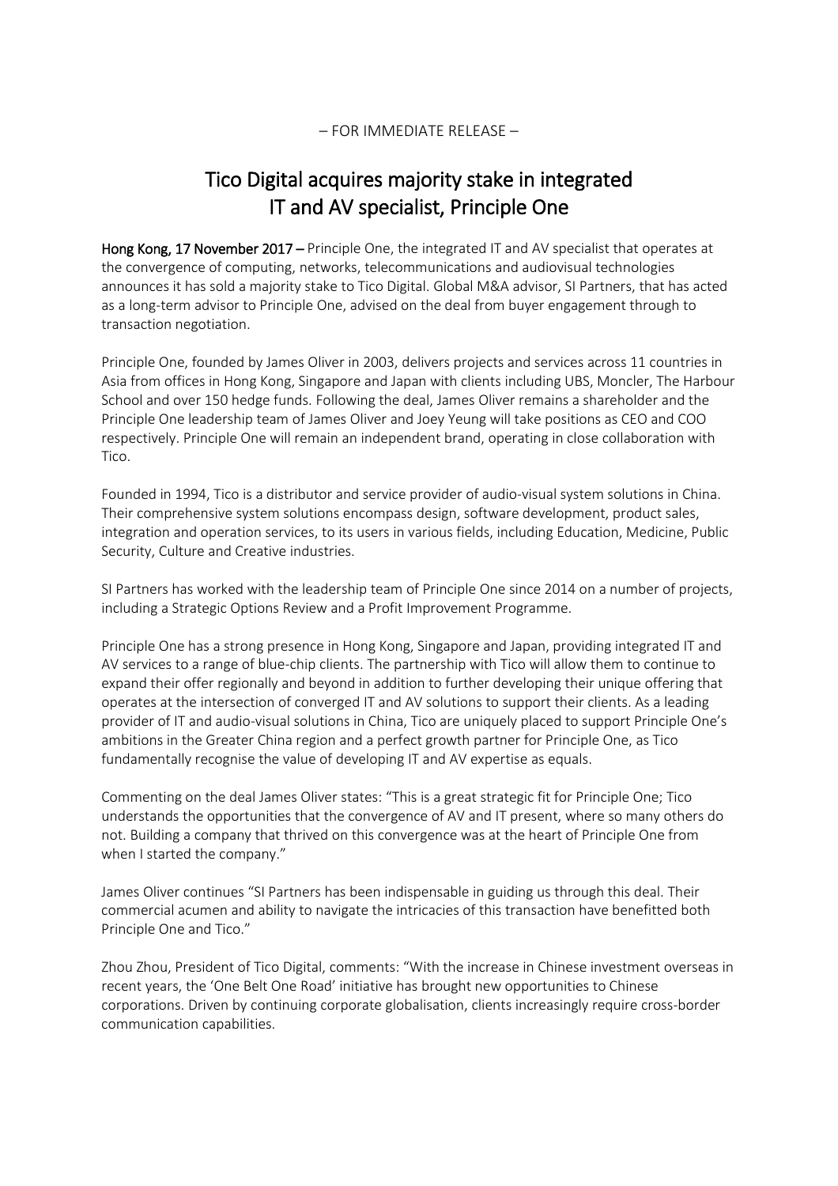– FOR IMMEDIATE RELEASE –

# Tico Digital acquires majority stake in integrated IT and AV specialist, Principle One

**Hong Kong, 17 November 2017 –** Principle One, the integrated IT and AV specialist that operates at the convergence of computing, networks, telecommunications and audiovisual technologies announces it has sold a majority stake to Tico Digital. Global M&A advisor, SI Partners, that has acted as a long-term advisor to Principle One, advised on the deal from buyer engagement through to transaction negotiation.

Principle One, founded by James Oliver in 2003, delivers projects and services across 11 countries in Asia from offices in Hong Kong, Singapore and Japan with clients including UBS, Moncler, The Harbour School and over 150 hedge funds. Following the deal, James Oliver remains a shareholder and the Principle One leadership team of James Oliver and Joey Yeung will take positions as CEO and COO respectively. Principle One will remain an independent brand, operating in close collaboration with Tico.

Founded in 1994, Tico is a distributor and service provider of audio-visual system solutions in China. Their comprehensive system solutions encompass design, software development, product sales, integration and operation services, to its users in various fields, including Education, Medicine, Public Security, Culture and Creative industries.

SI Partners has worked with the leadership team of Principle One since 2014 on a number of projects, including a Strategic Options Review and a Profit Improvement Programme.

Principle One has a strong presence in Hong Kong, Singapore and Japan, providing integrated IT and AV services to a range of blue-chip clients. The partnership with Tico will allow them to continue to expand their offer regionally and beyond in addition to further developing their unique offering that operates at the intersection of converged IT and AV solutions to support their clients. As a leading provider of IT and audio-visual solutions in China, Tico are uniquely placed to support Principle One's ambitions in the Greater China region and a perfect growth partner for Principle One, as Tico fundamentally recognise the value of developing IT and AV expertise as equals.

Commenting on the deal James Oliver states: "This is a great strategic fit for Principle One; Tico understands the opportunities that the convergence of AV and IT present, where so many others do not. Building a company that thrived on this convergence was at the heart of Principle One from when I started the company."

James Oliver continues "SI Partners has been indispensable in guiding us through this deal. Their commercial acumen and ability to navigate the intricacies of this transaction have benefitted both Principle One and Tico."

Zhou Zhou, President of Tico Digital, comments: "With the increase in Chinese investment overseas in recent years, the 'One Belt One Road' initiative has brought new opportunities to Chinese corporations. Driven by continuing corporate globalisation, clients increasingly require cross-border communication capabilities.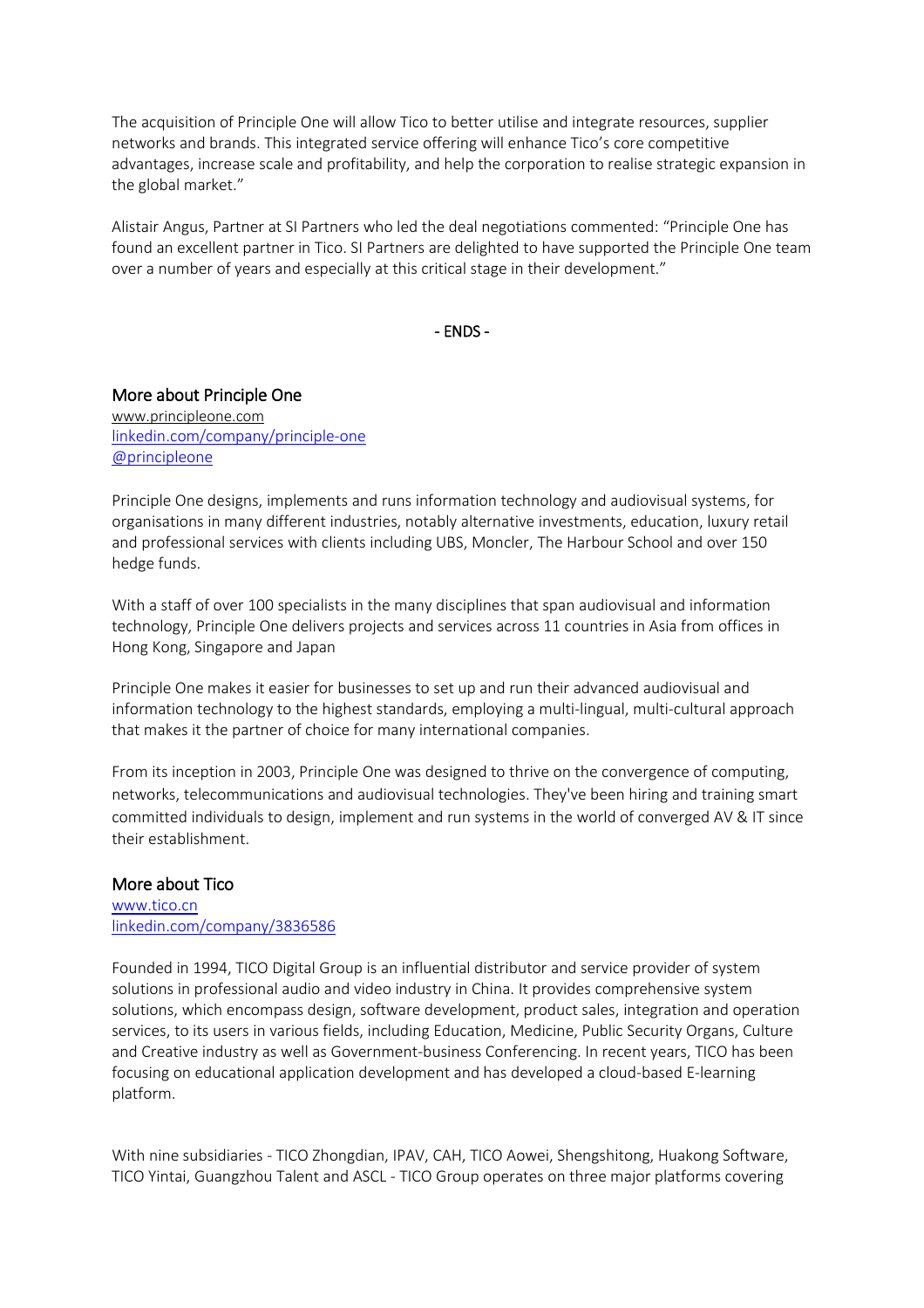The acquisition of Principle One will allow Tico to better utilise and integrate resources, supplier networks and brands. This integrated service offering will enhance Tico's core competitive advantages, increase scale and profitability, and help the corporation to realise strategic expansion in the global market."

Alistair Angus, Partner at SI Partners who led the deal negotiations commented: "Principle One has found an excellent partner in Tico. SI Partners are delighted to have supported the Principle One team over a number of years and especially at this critical stage in their development."

- ENDS -

## More about Principle One

www.principleone.com
linkedin.com/company/principle-one
@principleone

Principle One designs, implements and runs information technology and audiovisual systems, for organisations in many different industries, notably alternative investments, education, luxury retail and professional services with clients including UBS, Moncler, The Harbour School and over 150 hedge funds.

With a staff of over 100 specialists in the many disciplines that span audiovisual and information technology, Principle One delivers projects and services across 11 countries in Asia from offices in Hong Kong, Singapore and Japan

Principle One makes it easier for businesses to set up and run their advanced audiovisual and information technology to the highest standards, employing a multi-lingual, multi-cultural approach that makes it the partner of choice for many international companies.

From its inception in 2003, Principle One was designed to thrive on the convergence of computing, networks, telecommunications and audiovisual technologies. They've been hiring and training smart committed individuals to design, implement and run systems in the world of converged AV & IT since their establishment.

## More about Tico

www.tico.cn
linkedin.com/company/3836586

Founded in 1994, TICO Digital Group is an influential distributor and service provider of system solutions in professional audio and video industry in China. It provides comprehensive system solutions, which encompass design, software development, product sales, integration and operation services, to its users in various fields, including Education, Medicine, Public Security Organs, Culture and Creative industry as well as Government-business Conferencing. In recent years, TICO has been focusing on educational application development and has developed a cloud-based E-learning platform.

With nine subsidiaries - TICO Zhongdian, IPAV, CAH, TICO Aowei, Shengshitong, Huakong Software, TICO Yintai, Guangzhou Talent and ASCL - TICO Group operates on three major platforms covering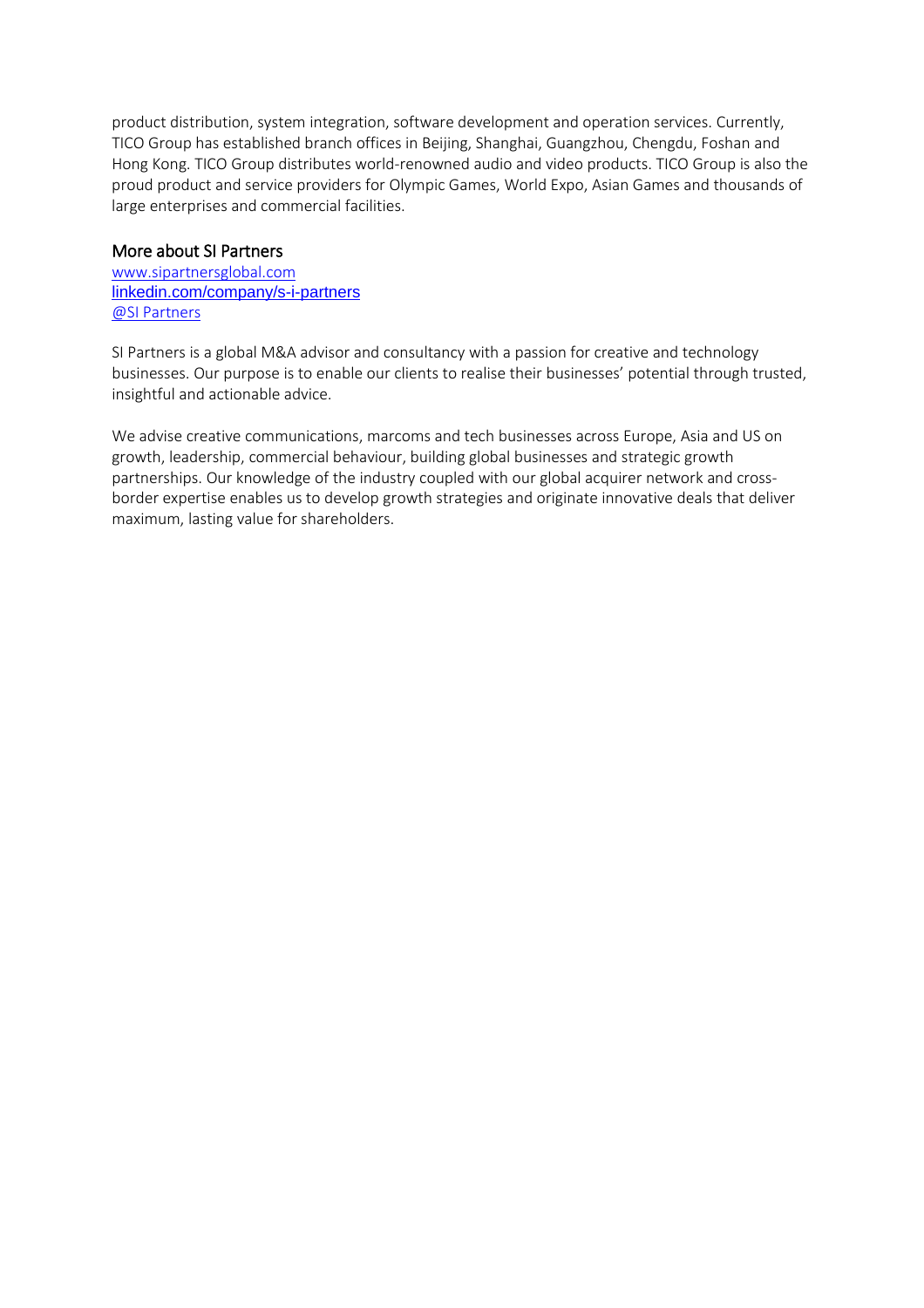product distribution, system integration, software development and operation services. Currently, TICO Group has established branch offices in Beijing, Shanghai, Guangzhou, Chengdu, Foshan and Hong Kong. TICO Group distributes world-renowned audio and video products. TICO Group is also the proud product and service providers for Olympic Games, World Expo, Asian Games and thousands of large enterprises and commercial facilities.

## More about SI Partners

www.sipartnersglobal.com
linkedin.com/company/s-i-partners
@SI Partners

SI Partners is a global M&A advisor and consultancy with a passion for creative and technology businesses. Our purpose is to enable our clients to realise their businesses' potential through trusted, insightful and actionable advice.

We advise creative communications, marcoms and tech businesses across Europe, Asia and US on growth, leadership, commercial behaviour, building global businesses and strategic growth partnerships. Our knowledge of the industry coupled with our global acquirer network and cross-border expertise enables us to develop growth strategies and originate innovative deals that deliver maximum, lasting value for shareholders.